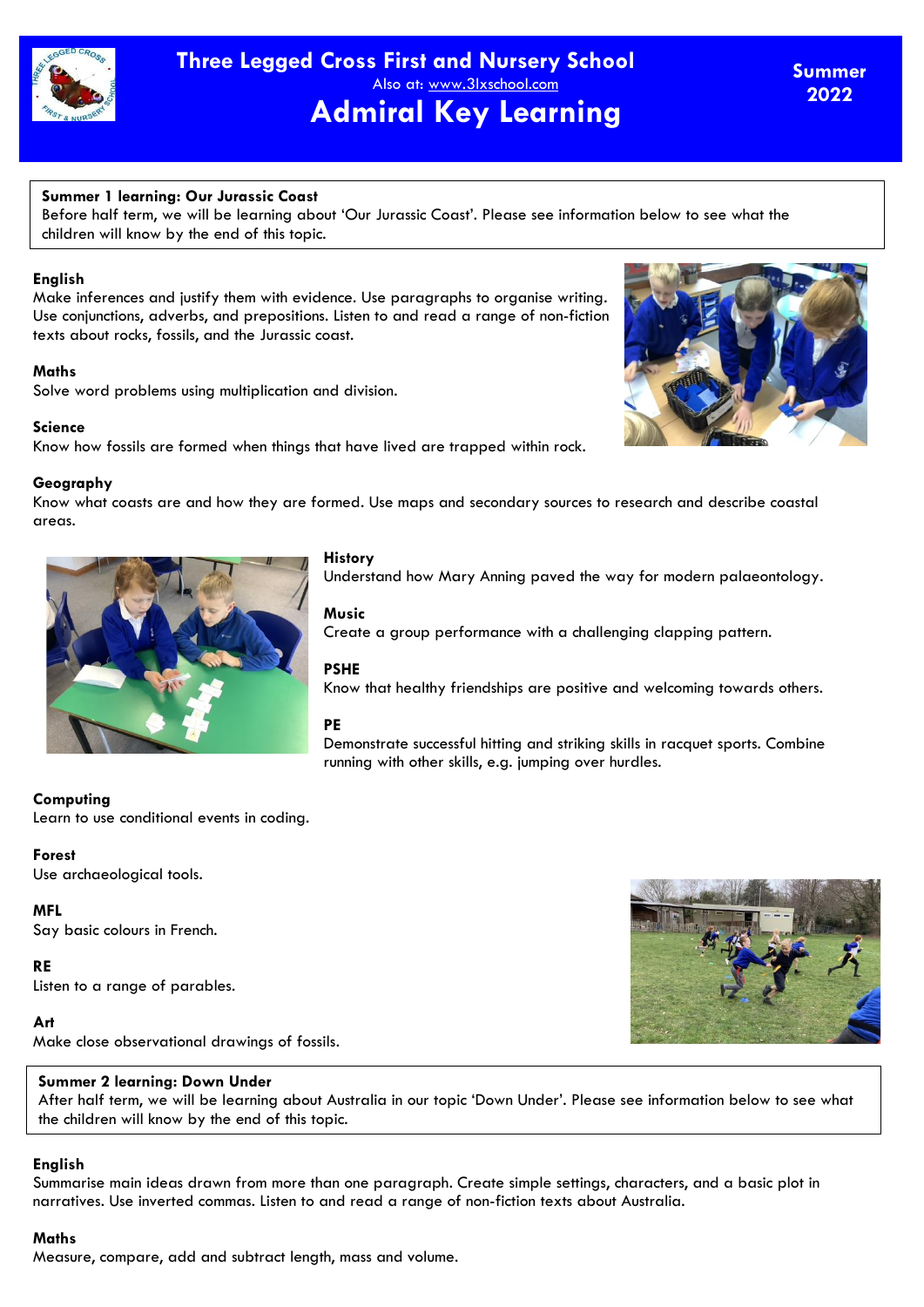# Three Legged Cross First and Nursery School

Also at: www.3lxschool.com

## Admiral Key Learning

**Summer 2022**

**Summer 1 learning: Our Jurassic Coast**
Before half term, we will be learning about 'Our Jurassic Coast'. Please see information below to see what the children will know by the end of this topic.

**English**
Make inferences and justify them with evidence. Use paragraphs to organise writing. Use conjunctions, adverbs, and prepositions. Listen to and read a range of non-fiction texts about rocks, fossils, and the Jurassic coast.

**Maths**
Solve word problems using multiplication and division.

**Science**
Know how fossils are formed when things that have lived are trapped within rock.

**Geography**
Know what coasts are and how they are formed. Use maps and secondary sources to research and describe coastal areas.

**History**
Understand how Mary Anning paved the way for modern palaeontology.

**Music**
Create a group performance with a challenging clapping pattern.

**PSHE**
Know that healthy friendships are positive and welcoming towards others.

**PE**
Demonstrate successful hitting and striking skills in racquet sports. Combine running with other skills, e.g. jumping over hurdles.

**Computing**
Learn to use conditional events in coding.

**Forest**
Use archaeological tools.

**MFL**
Say basic colours in French.

**RE**
Listen to a range of parables.

**Art**
Make close observational drawings of fossils.

**Summer 2 learning: Down Under**
After half term, we will be learning about Australia in our topic 'Down Under'. Please see information below to see what the children will know by the end of this topic.

**English**
Summarise main ideas drawn from more than one paragraph. Create simple settings, characters, and a basic plot in narratives. Use inverted commas. Listen to and read a range of non-fiction texts about Australia.

**Maths**
Measure, compare, add and subtract length, mass and volume.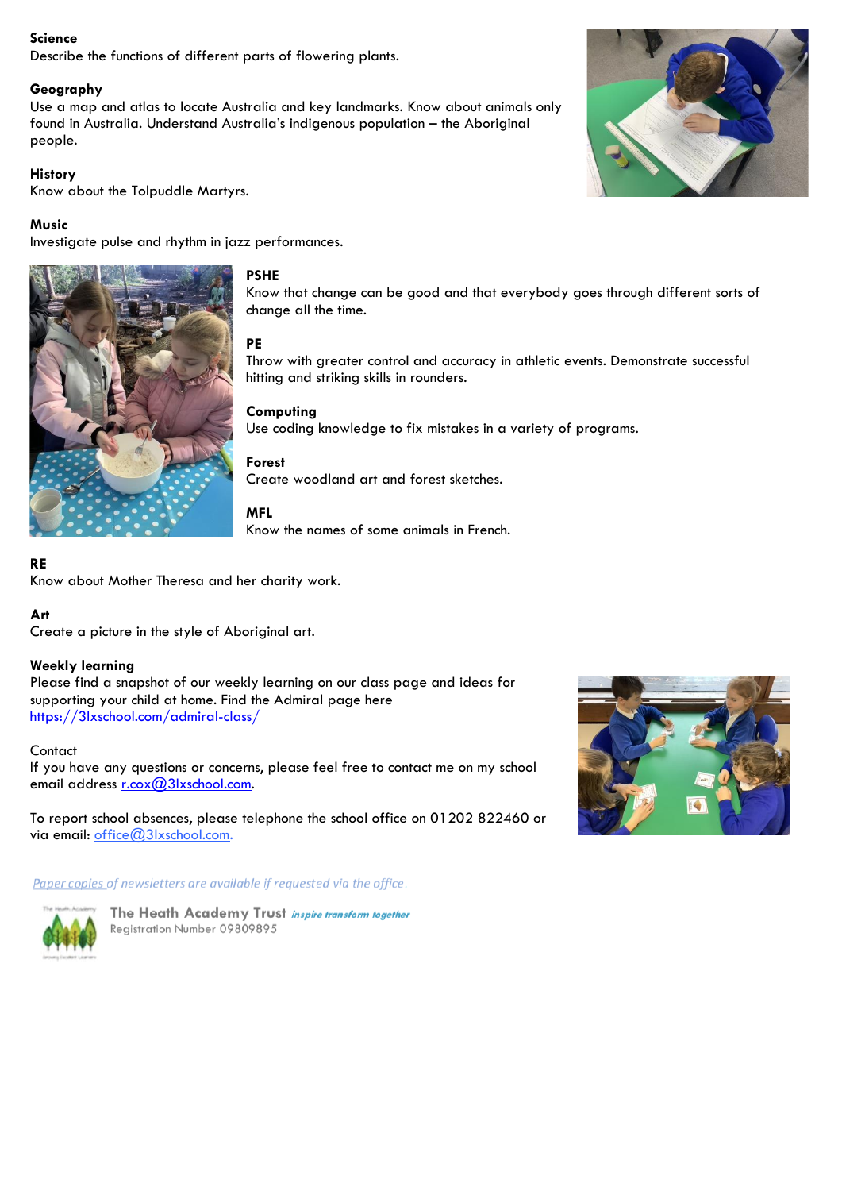**Science**
Describe the functions of different parts of flowering plants.

**Geography**
Use a map and atlas to locate Australia and key landmarks. Know about animals only found in Australia. Understand Australia's indigenous population – the Aboriginal people.

**History**
Know about the Tolpuddle Martyrs.

**Music**
Investigate pulse and rhythm in jazz performances.

**PSHE**
Know that change can be good and that everybody goes through different sorts of change all the time.

**PE**
Throw with greater control and accuracy in athletic events. Demonstrate successful hitting and striking skills in rounders.

**Computing**
Use coding knowledge to fix mistakes in a variety of programs.

**Forest**
Create woodland art and forest sketches.

**MFL**
Know the names of some animals in French.

**RE**
Know about Mother Theresa and her charity work.

**Art**
Create a picture in the style of Aboriginal art.

**Weekly learning**
Please find a snapshot of our weekly learning on our class page and ideas for supporting your child at home. Find the Admiral page here
https://3lxschool.com/admiral-class/

Contact
If you have any questions or concerns, please feel free to contact me on my school email address r.cox@3lxschool.com.

To report school absences, please telephone the school office on 01202 822460 or via email: office@3lxschool.com.

*Paper copies of newsletters are available if requested via the office.*

The Heath Academy Trust *inspire transform together*
Registration Number 09809895